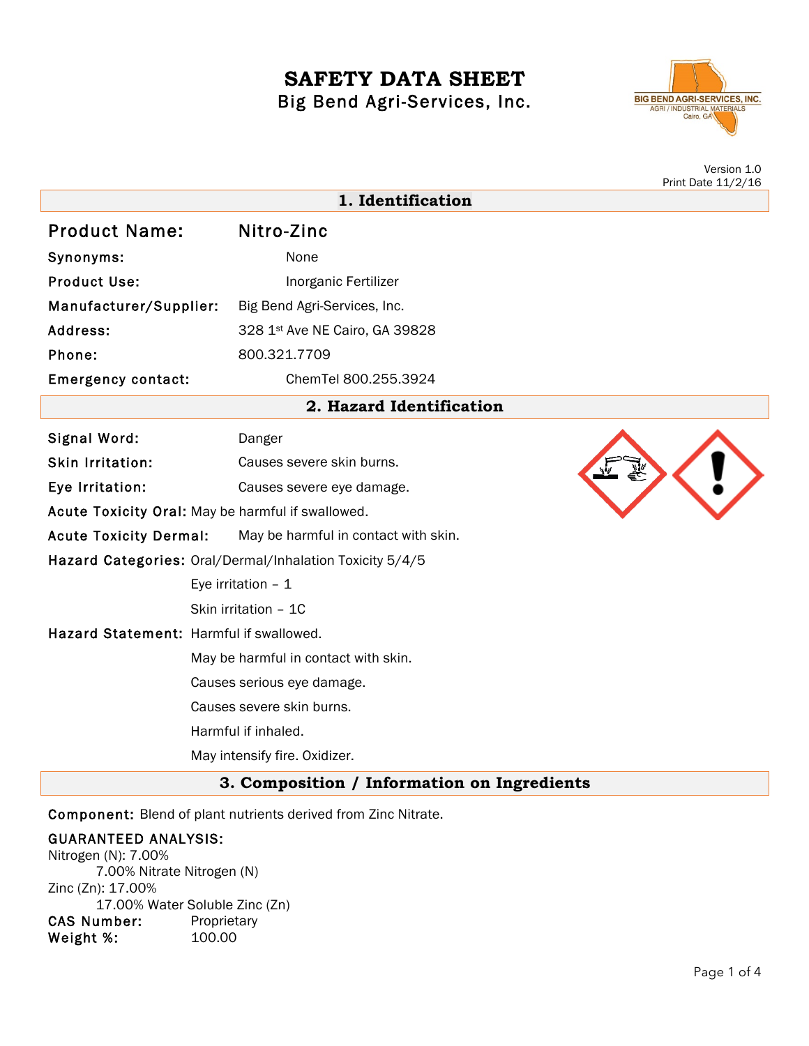# SAFETY DATA SHEET

Big Bend Agri-Services, Inc.

Version 1.0
Print Date 11/2/16

## 1. Identification

**Product Name:** Nitro-Zinc

**Synonyms:** None

**Product Use:** Inorganic Fertilizer

**Manufacturer/Supplier:** Big Bend Agri-Services, Inc.

**Address:** 328 1st Ave NE Cairo, GA 39828

**Phone:** 800.321.7709

**Emergency contact:** ChemTel 800.255.3924

## 2. Hazard Identification

**Signal Word:** Danger

**Skin Irritation:** Causes severe skin burns.

**Eye Irritation:** Causes severe eye damage.

**Acute Toxicity Oral:** May be harmful if swallowed.

**Acute Toxicity Dermal:** May be harmful in contact with skin.

**Hazard Categories:** Oral/Dermal/Inhalation Toxicity 5/4/5

Eye irritation – 1

Skin irritation – 1C

**Hazard Statement:** Harmful if swallowed.

May be harmful in contact with skin.

Causes serious eye damage.

Causes severe skin burns.

Harmful if inhaled.

May intensify fire. Oxidizer.

## 3. Composition / Information on Ingredients

**Component:** Blend of plant nutrients derived from Zinc Nitrate.

**GUARANTEED ANALYSIS:**

Nitrogen (N): 7.00%
  7.00% Nitrate Nitrogen (N)

Zinc (Zn): 17.00%
  17.00% Water Soluble Zinc (Zn)

**CAS Number:** Proprietary

**Weight %:** 100.00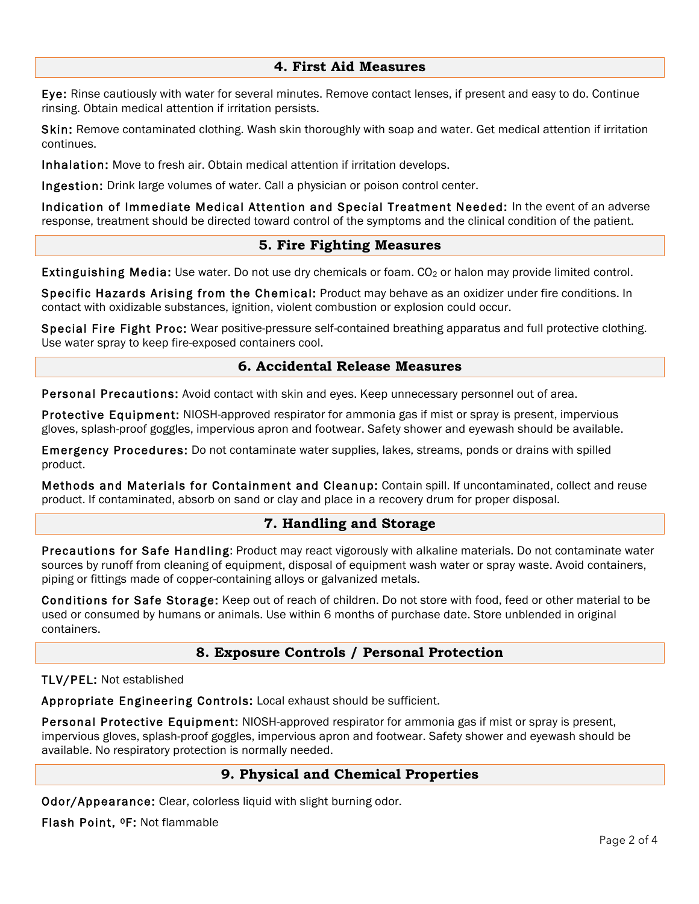## 4. First Aid Measures

**Eye:** Rinse cautiously with water for several minutes. Remove contact lenses, if present and easy to do. Continue rinsing. Obtain medical attention if irritation persists.

**Skin:** Remove contaminated clothing. Wash skin thoroughly with soap and water. Get medical attention if irritation continues.

**Inhalation:** Move to fresh air. Obtain medical attention if irritation develops.

**Ingestion:** Drink large volumes of water. Call a physician or poison control center.

**Indication of Immediate Medical Attention and Special Treatment Needed:** In the event of an adverse response, treatment should be directed toward control of the symptoms and the clinical condition of the patient.

## 5. Fire Fighting Measures

**Extinguishing Media:** Use water. Do not use dry chemicals or foam. $CO_2$ or halon may provide limited control.

**Specific Hazards Arising from the Chemical:** Product may behave as an oxidizer under fire conditions. In contact with oxidizable substances, ignition, violent combustion or explosion could occur.

**Special Fire Fight Proc:** Wear positive-pressure self-contained breathing apparatus and full protective clothing. Use water spray to keep fire-exposed containers cool.

## 6. Accidental Release Measures

**Personal Precautions:** Avoid contact with skin and eyes. Keep unnecessary personnel out of area.

**Protective Equipment:** NIOSH-approved respirator for ammonia gas if mist or spray is present, impervious gloves, splash-proof goggles, impervious apron and footwear. Safety shower and eyewash should be available.

**Emergency Procedures:** Do not contaminate water supplies, lakes, streams, ponds or drains with spilled product.

**Methods and Materials for Containment and Cleanup:** Contain spill. If uncontaminated, collect and reuse product. If contaminated, absorb on sand or clay and place in a recovery drum for proper disposal.

## 7. Handling and Storage

**Precautions for Safe Handling**: Product may react vigorously with alkaline materials. Do not contaminate water sources by runoff from cleaning of equipment, disposal of equipment wash water or spray waste. Avoid containers, piping or fittings made of copper-containing alloys or galvanized metals.

**Conditions for Safe Storage:** Keep out of reach of children. Do not store with food, feed or other material to be used or consumed by humans or animals. Use within 6 months of purchase date. Store unblended in original containers.

## 8. Exposure Controls / Personal Protection

**TLV/PEL:** Not established

**Appropriate Engineering Controls:** Local exhaust should be sufficient.

**Personal Protective Equipment:** NIOSH-approved respirator for ammonia gas if mist or spray is present, impervious gloves, splash-proof goggles, impervious apron and footwear. Safety shower and eyewash should be available. No respiratory protection is normally needed.

## 9. Physical and Chemical Properties

**Odor/Appearance:** Clear, colorless liquid with slight burning odor.

**Flash Point, ºF:** Not flammable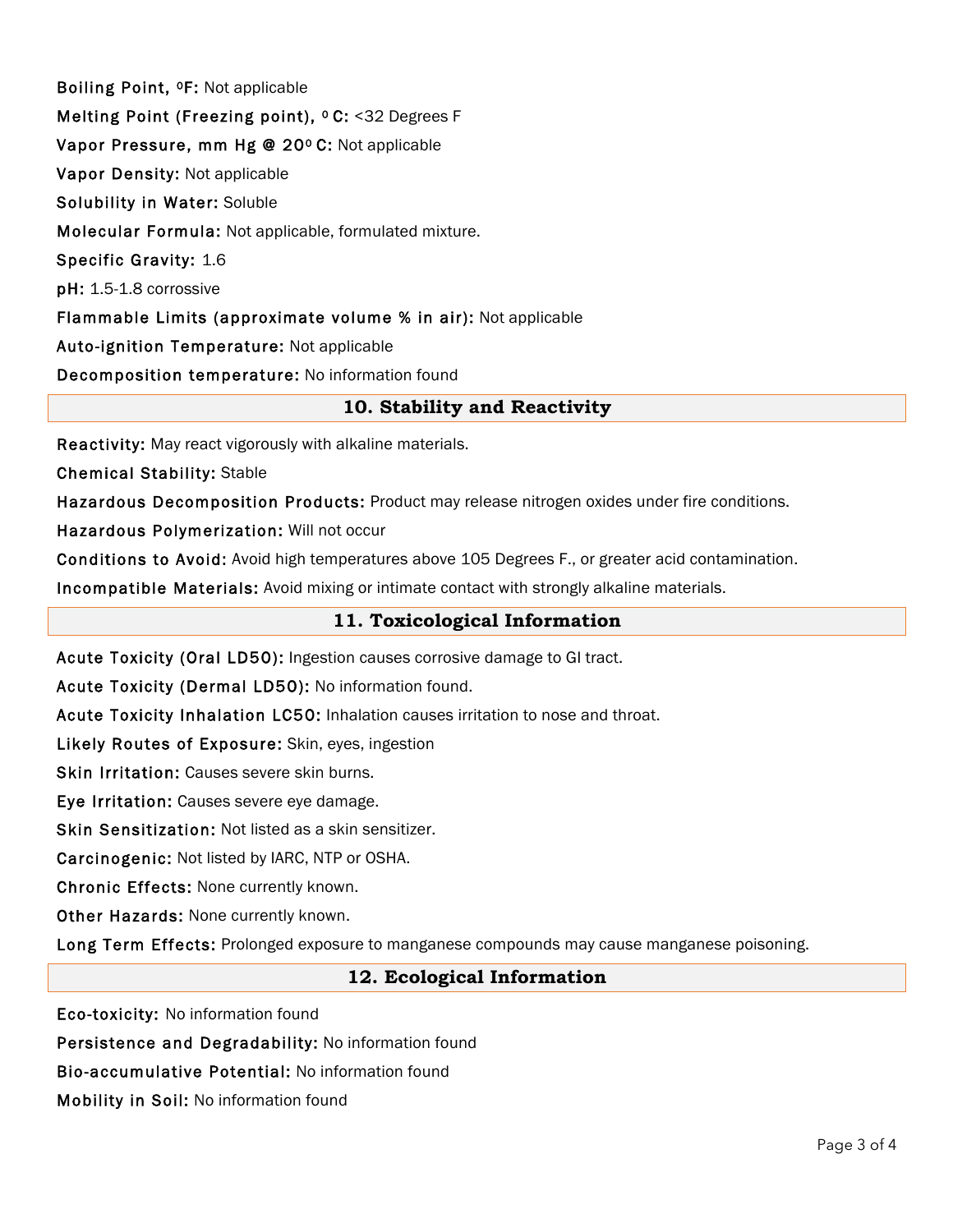**Boiling Point, ºF:** Not applicable

**Melting Point (Freezing point), º C:** <32 Degrees F

**Vapor Pressure, mm Hg @ 20º C:** Not applicable

**Vapor Density:** Not applicable

**Solubility in Water:** Soluble

**Molecular Formula:** Not applicable, formulated mixture.

**Specific Gravity:** 1.6

**pH:** 1.5-1.8 corrossive

**Flammable Limits (approximate volume % in air):** Not applicable

**Auto-ignition Temperature:** Not applicable

**Decomposition temperature:** No information found

## 10. Stability and Reactivity

**Reactivity:** May react vigorously with alkaline materials.

**Chemical Stability:** Stable

**Hazardous Decomposition Products:** Product may release nitrogen oxides under fire conditions.

**Hazardous Polymerization:** Will not occur

**Conditions to Avoid:** Avoid high temperatures above 105 Degrees F., or greater acid contamination.

**Incompatible Materials:** Avoid mixing or intimate contact with strongly alkaline materials.

## 11. Toxicological Information

**Acute Toxicity (Oral LD50):** Ingestion causes corrosive damage to GI tract.

**Acute Toxicity (Dermal LD50):** No information found.

**Acute Toxicity Inhalation LC50:** Inhalation causes irritation to nose and throat.

**Likely Routes of Exposure:** Skin, eyes, ingestion

**Skin Irritation:** Causes severe skin burns.

**Eye Irritation:** Causes severe eye damage.

**Skin Sensitization:** Not listed as a skin sensitizer.

**Carcinogenic:** Not listed by IARC, NTP or OSHA.

**Chronic Effects:** None currently known.

**Other Hazards:** None currently known.

**Long Term Effects:** Prolonged exposure to manganese compounds may cause manganese poisoning.

## 12. Ecological Information

**Eco-toxicity:** No information found

**Persistence and Degradability:** No information found

**Bio-accumulative Potential:** No information found

**Mobility in Soil:** No information found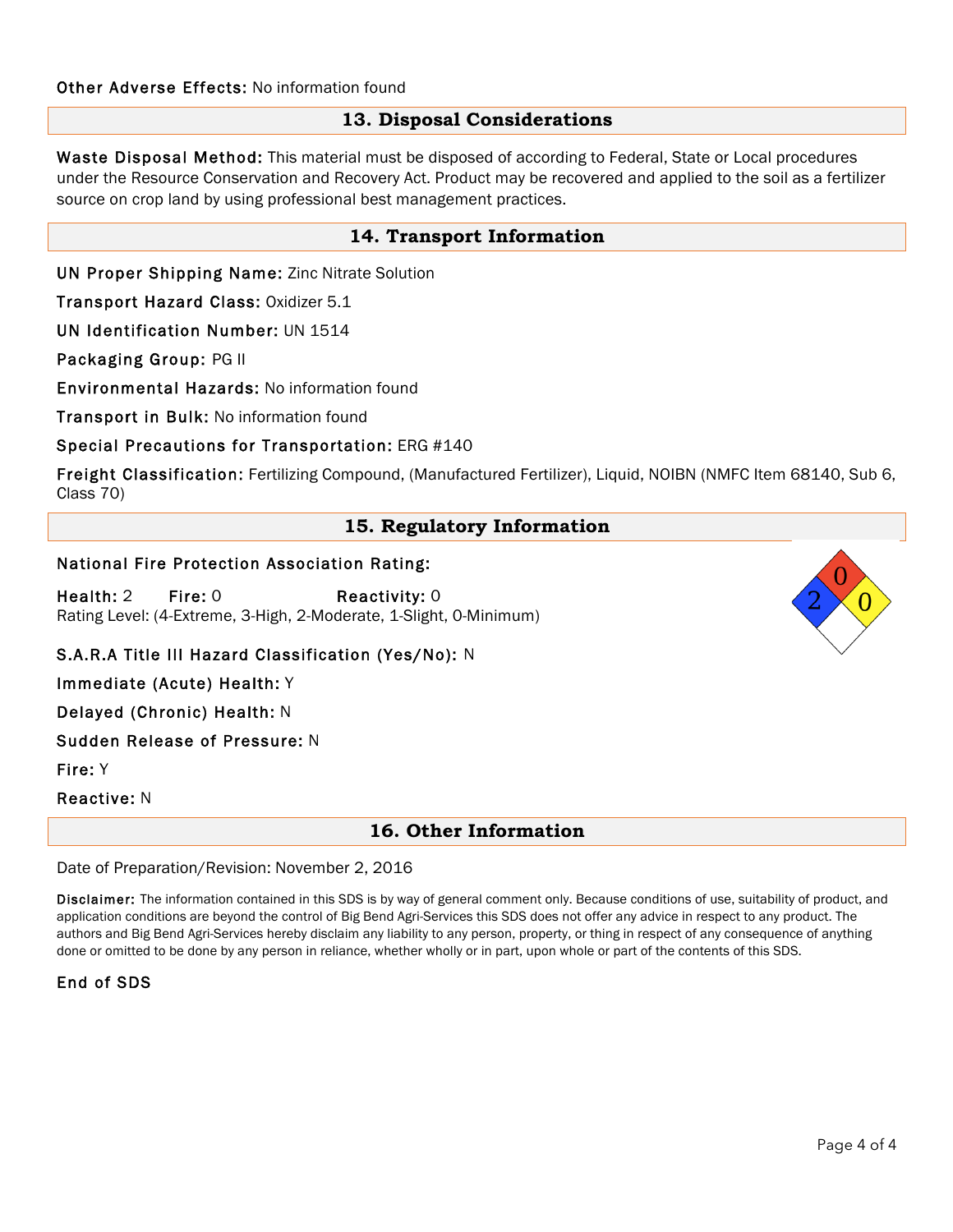**Other Adverse Effects:** No information found

## 13. Disposal Considerations

**Waste Disposal Method:** This material must be disposed of according to Federal, State or Local procedures under the Resource Conservation and Recovery Act. Product may be recovered and applied to the soil as a fertilizer source on crop land by using professional best management practices.

## 14. Transport Information

**UN Proper Shipping Name:** Zinc Nitrate Solution

**Transport Hazard Class:** Oxidizer 5.1

**UN Identification Number:** UN 1514

**Packaging Group:** PG II

**Environmental Hazards:** No information found

**Transport in Bulk:** No information found

**Special Precautions for Transportation:** ERG #140

**Freight Classification:** Fertilizing Compound, (Manufactured Fertilizer), Liquid, NOIBN (NMFC Item 68140, Sub 6, Class 70)

## 15. Regulatory Information

**National Fire Protection Association Rating:**

**Health:** 2 **Fire:** 0 **Reactivity:** 0
Rating Level: (4-Extreme, 3-High, 2-Moderate, 1-Slight, 0-Minimum)

0
2 0

**S.A.R.A Title III Hazard Classification (Yes/No):** N

**Immediate (Acute) Health:** Y

**Delayed (Chronic) Health:** N

**Sudden Release of Pressure:** N

**Fire:** Y

**Reactive:** N

## 16. Other Information

Date of Preparation/Revision: November 2, 2016

**Disclaimer:** The information contained in this SDS is by way of general comment only. Because conditions of use, suitability of product, and application conditions are beyond the control of Big Bend Agri-Services this SDS does not offer any advice in respect to any product. The authors and Big Bend Agri-Services hereby disclaim any liability to any person, property, or thing in respect of any consequence of anything done or omitted to be done by any person in reliance, whether wholly or in part, upon whole or part of the contents of this SDS.

**End of SDS**